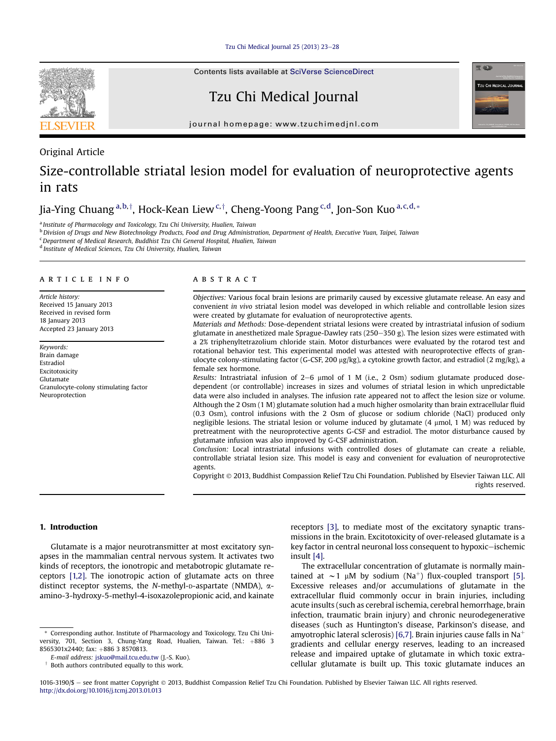Original Article

# Size-controllable striatal lesion model for evaluation of neuroprotective agents in rats

Jia-Ying Chuang [a,b,†], Hock-Kean Liew [c,†], Cheng-Yoong Pang [c,d], Jon-Son Kuo [a,c,d,*]

[a] Institute of Pharmacology and Toxicology, Tzu Chi University, Hualien, Taiwan
[b] Division of Drugs and New Biotechnology Products, Food and Drug Administration, Department of Health, Executive Yuan, Taipei, Taiwan
[c] Department of Medical Research, Buddhist Tzu Chi General Hospital, Hualien, Taiwan
[d] Institute of Medical Sciences, Tzu Chi University, Hualien, Taiwan

**ARTICLE INFO**

*Article history:*
Received 15 January 2013
Received in revised form
18 January 2013
Accepted 23 January 2013

*Keywords:*
Brain damage
Estradiol
Excitotoxicity
Glutamate
Granulocyte-colony stimulating factor
Neuroprotection

**ABSTRACT**

*Objectives:* Various focal brain lesions are primarily caused by excessive glutamate release. An easy and convenient *in vivo* striatal lesion model was developed in which reliable and controllable lesion sizes were created by glutamate for evaluation of neuroprotective agents.

*Materials and Methods:* Dose-dependent striatal lesions were created by intrastriatal infusion of sodium glutamate in anesthetized male Sprague-Dawley rats (250–350 g). The lesion sizes were estimated with a 2% triphenyltetrazolium chloride stain. Motor disturbances were evaluated by the rotarod test and rotational behavior test. This experimental model was attested with neuroprotective effects of granulocyte colony-stimulating factor (G-CSF, 200 μg/kg), a cytokine growth factor, and estradiol (2 mg/kg), a female sex hormone.

*Results:* Intrastriatal infusion of 2–6 μmol of 1 M (i.e., 2 Osm) sodium glutamate produced dose-dependent (or controllable) increases in sizes and volumes of striatal lesion in which unpredictable data were also included in analyses. The infusion rate appeared not to affect the lesion size or volume. Although the 2 Osm (1 M) glutamate solution had a much higher osmolarity than brain extracellular fluid (0.3 Osm), control infusions with the 2 Osm of glucose or sodium chloride (NaCl) produced only negligible lesions. The striatal lesion or volume induced by glutamate (4 μmol, 1 M) was reduced by pretreatment with the neuroprotective agents G-CSF and estradiol. The motor disturbance caused by glutamate infusion was also improved by G-CSF administration.

*Conclusion:* Local intrastriatal infusions with controlled doses of glutamate can create a reliable, controllable striatal lesion size. This model is easy and convenient for evaluation of neuroprotective agents.

Copyright © 2013, Buddhist Compassion Relief Tzu Chi Foundation. Published by Elsevier Taiwan LLC. All rights reserved.

## 1. Introduction

Glutamate is a major neurotransmitter at most excitatory synapses in the mammalian central nervous system. It activates two kinds of receptors, the ionotropic and metabotropic glutamate receptors [1,2]. The ionotropic action of glutamate acts on three distinct receptor systems, the *N*-methyl-D-aspartate (NMDA), α-amino-3-hydroxy-5-methyl-4-isoxazolepropionic acid, and kainate receptors [3], to mediate most of the excitatory synaptic transmissions in the brain. Excitotoxicity of over-released glutamate is a key factor in central neuronal loss consequent to hypoxic–ischemic insult [4].

The extracellular concentration of glutamate is normally maintained at ∼1 μM by sodium ($Na^+$) flux-coupled transport [5]. Excessive releases and/or accumulations of glutamate in the extracellular fluid commonly occur in brain injuries, including acute insults (such as cerebral ischemia, cerebral hemorrhage, brain infection, traumatic brain injury) and chronic neurodegenerative diseases (such as Huntington's disease, Parkinson's disease, and amyotrophic lateral sclerosis) [6,7]. Brain injuries cause falls in $Na^+$ gradients and cellular energy reserves, leading to an increased release and impaired uptake of glutamate in which toxic extracellular glutamate is built up. This toxic glutamate induces an

\* Corresponding author. Institute of Pharmacology and Toxicology, Tzu Chi University, 701, Section 3, Chung-Yang Road, Hualien, Taiwan. Tel.: +886 3 8565301x2440; fax: +886 3 8570813.
E-mail address: jskuo@mail.tcu.edu.tw (J.-S. Kuo).
† Both authors contributed equally to this work.

1016-3190/$ – see front matter Copyright © 2013, Buddhist Compassion Relief Tzu Chi Foundation. Published by Elsevier Taiwan LLC. All rights reserved.
http://dx.doi.org/10.1016/j.tcmj.2013.01.013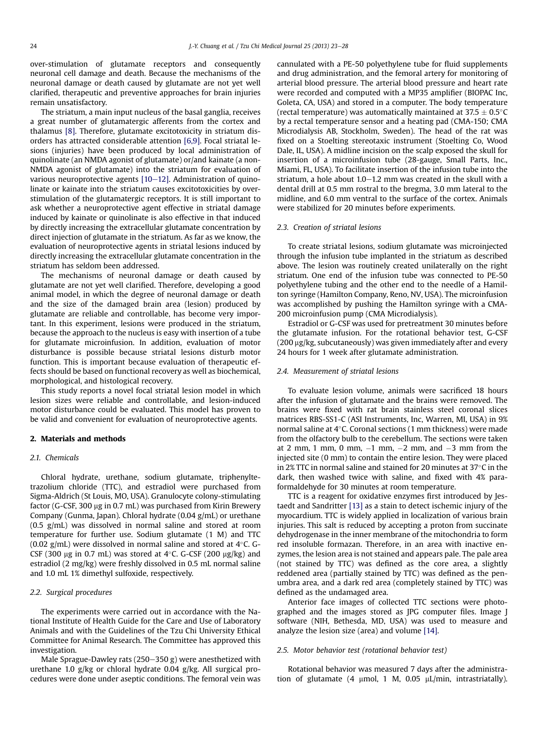over-stimulation of glutamate receptors and consequently neuronal cell damage and death. Because the mechanisms of the neuronal damage or death caused by glutamate are not yet well clarified, therapeutic and preventive approaches for brain injuries remain unsatisfactory.

The striatum, a main input nucleus of the basal ganglia, receives a great number of glutamatergic afferents from the cortex and thalamus [8]. Therefore, glutamate excitotoxicity in striatum disorders has attracted considerable attention [6,9]. Focal striatal lesions (injuries) have been produced by local administration of quinolinate (an NMDA agonist of glutamate) or/and kainate (a non-NMDA agonist of glutamate) into the striatum for evaluation of various neuroprotective agents [10–12]. Administration of quinolinate or kainate into the striatum causes excitotoxicities by over-stimulation of the glutamatergic receptors. It is still important to ask whether a neuroprotective agent effective in striatal damage induced by kainate or quinolinate is also effective in that induced by directly increasing the extracellular glutamate concentration by direct injection of glutamate in the striatum. As far as we know, the evaluation of neuroprotective agents in striatal lesions induced by directly increasing the extracellular glutamate concentration in the striatum has seldom been addressed.

The mechanisms of neuronal damage or death caused by glutamate are not yet well clarified. Therefore, developing a good animal model, in which the degree of neuronal damage or death and the size of the damaged brain area (lesion) produced by glutamate are reliable and controllable, has become very important. In this experiment, lesions were produced in the striatum, because the approach to the nucleus is easy with insertion of a tube for glutamate microinfusion. In addition, evaluation of motor disturbance is possible because striatal lesions disturb motor function. This is important because evaluation of therapeutic effects should be based on functional recovery as well as biochemical, morphological, and histological recovery.

This study reports a novel focal striatal lesion model in which lesion sizes were reliable and controllable, and lesion-induced motor disturbance could be evaluated. This model has proven to be valid and convenient for evaluation of neuroprotective agents.

## 2. Materials and methods

### 2.1. Chemicals

Chloral hydrate, urethane, sodium glutamate, triphenyltetrazolium chloride (TTC), and estradiol were purchased from Sigma-Aldrich (St Louis, MO, USA). Granulocyte colony-stimulating factor (G-CSF, 300 μg in 0.7 mL) was purchased from Kirin Brewery Company (Gunma, Japan). Chloral hydrate (0.04 g/mL) or urethane (0.5 g/mL) was dissolved in normal saline and stored at room temperature for further use. Sodium glutamate (1 M) and TTC (0.02 g/mL) were dissolved in normal saline and stored at 4°C. G-CSF (300 μg in 0.7 mL) was stored at 4°C. G-CSF (200 μg/kg) and estradiol (2 mg/kg) were freshly dissolved in 0.5 mL normal saline and 1.0 mL 1% dimethyl sulfoxide, respectively.

### 2.2. Surgical procedures

The experiments were carried out in accordance with the National Institute of Health Guide for the Care and Use of Laboratory Animals and with the Guidelines of the Tzu Chi University Ethical Committee for Animal Research. The Committee has approved this investigation.

Male Sprague-Dawley rats (250–350 g) were anesthetized with urethane 1.0 g/kg or chloral hydrate 0.04 g/kg. All surgical procedures were done under aseptic conditions. The femoral vein was cannulated with a PE-50 polyethylene tube for fluid supplements and drug administration, and the femoral artery for monitoring of arterial blood pressure. The arterial blood pressure and heart rate were recorded and computed with a MP35 amplifier (BIOPAC Inc, Goleta, CA, USA) and stored in a computer. The body temperature (rectal temperature) was automatically maintained at 37.5 ± 0.5°C by a rectal temperature sensor and a heating pad (CMA-150; CMA Microdialysis AB, Stockholm, Sweden). The head of the rat was fixed on a Stoelting stereotaxic instrument (Stoelting Co, Wood Dale, IL, USA). A midline incision on the scalp exposed the skull for insertion of a microinfusion tube (28-gauge, Small Parts, Inc., Miami, FL, USA). To facilitate insertion of the infusion tube into the striatum, a hole about 1.0–1.2 mm was created in the skull with a dental drill at 0.5 mm rostral to the bregma, 3.0 mm lateral to the midline, and 6.0 mm ventral to the surface of the cortex. Animals were stabilized for 20 minutes before experiments.

### 2.3. Creation of striatal lesions

To create striatal lesions, sodium glutamate was microinjected through the infusion tube implanted in the striatum as described above. The lesion was routinely created unilaterally on the right striatum. One end of the infusion tube was connected to PE-50 polyethylene tubing and the other end to the needle of a Hamilton syringe (Hamilton Company, Reno, NV, USA). The microinfusion was accomplished by pushing the Hamilton syringe with a CMA-200 microinfusion pump (CMA Microdialysis).

Estradiol or G-CSF was used for pretreatment 30 minutes before the glutamate infusion. For the rotational behavior test, G-CSF (200 μg/kg, subcutaneously) was given immediately after and every 24 hours for 1 week after glutamate administration.

### 2.4. Measurement of striatal lesions

To evaluate lesion volume, animals were sacrificed 18 hours after the infusion of glutamate and the brains were removed. The brains were fixed with rat brain stainless steel coronal slices matrices RBS-SS1-C (ASI Instruments, Inc, Warren, MI, USA) in 9% normal saline at 4°C. Coronal sections (1 mm thickness) were made from the olfactory bulb to the cerebellum. The sections were taken at 2 mm, 1 mm, 0 mm, −1 mm, −2 mm, and −3 mm from the injected site (0 mm) to contain the entire lesion. They were placed in 2% TTC in normal saline and stained for 20 minutes at 37°C in the dark, then washed twice with saline, and fixed with 4% paraformaldehyde for 30 minutes at room temperature.

TTC is a reagent for oxidative enzymes first introduced by Jestaedt and Sandritter [13] as a stain to detect ischemic injury of the myocardium. TTC is widely applied in localization of various brain injuries. This salt is reduced by accepting a proton from succinate dehydrogenase in the inner membrane of the mitochondria to form red insoluble formazan. Therefore, in an area with inactive enzymes, the lesion area is not stained and appears pale. The pale area (not stained by TTC) was defined as the core area, a slightly reddened area (partially stained by TTC) was defined as the penumbra area, and a dark red area (completely stained by TTC) was defined as the undamaged area.

Anterior face images of collected TTC sections were photographed and the images stored as JPG computer files. Image J software (NIH, Bethesda, MD, USA) was used to measure and analyze the lesion size (area) and volume [14].

### 2.5. Motor behavior test (rotational behavior test)

Rotational behavior was measured 7 days after the administration of glutamate (4 μmol, 1 M, 0.05 μL/min, intrastriatally).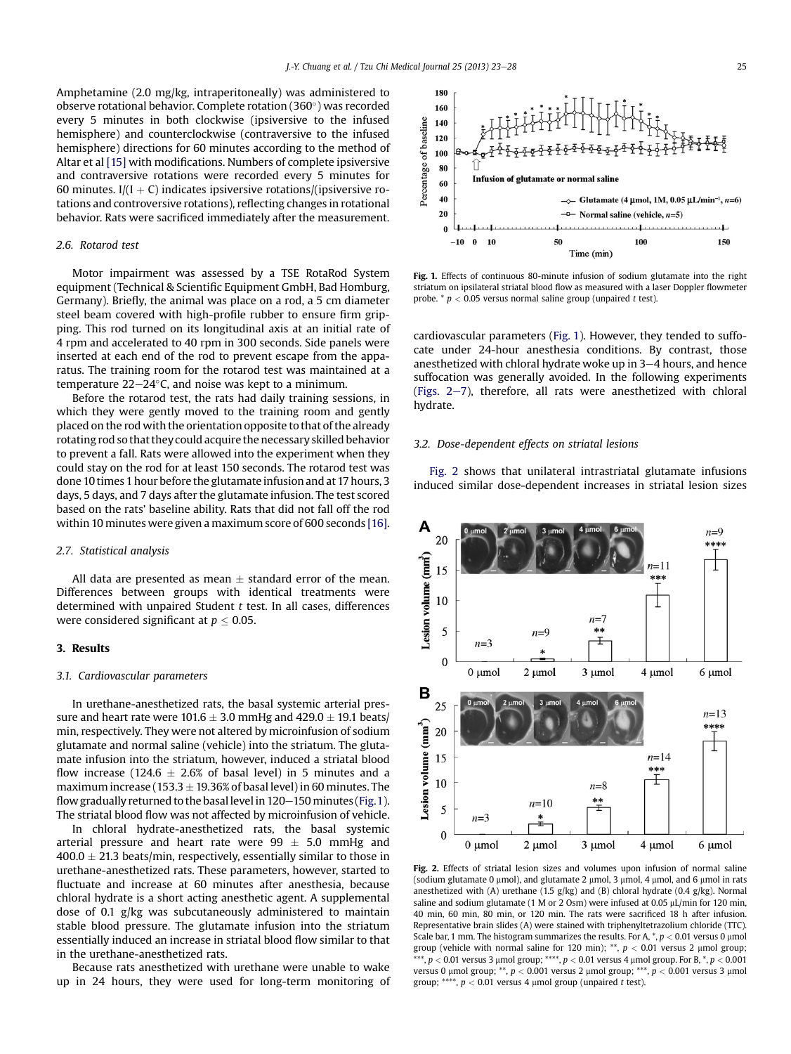Amphetamine (2.0 mg/kg, intraperitoneally) was administered to observe rotational behavior. Complete rotation (360°) was recorded every 5 minutes in both clockwise (ipsiversive to the infused hemisphere) and counterclockwise (contraversive to the infused hemisphere) directions for 60 minutes according to the method of Altar et al [15] with modifications. Numbers of complete ipsiversive and contraversive rotations were recorded every 5 minutes for 60 minutes. I/(I + C) indicates ipsiversive rotations/(ipsiversive rotations and controversive rotations), reflecting changes in rotational behavior. Rats were sacrificed immediately after the measurement.

### 2.6. Rotarod test

Motor impairment was assessed by a TSE RotaRod System equipment (Technical & Scientific Equipment GmbH, Bad Homburg, Germany). Briefly, the animal was place on a rod, a 5 cm diameter steel beam covered with high-profile rubber to ensure firm gripping. This rod turned on its longitudinal axis at an initial rate of 4 rpm and accelerated to 40 rpm in 300 seconds. Side panels were inserted at each end of the rod to prevent escape from the apparatus. The training room for the rotarod test was maintained at a temperature 22–24°C, and noise was kept to a minimum.

Before the rotarod test, the rats had daily training sessions, in which they were gently moved to the training room and gently placed on the rod with the orientation opposite to that of the already rotating rod so that they could acquire the necessary skilled behavior to prevent a fall. Rats were allowed into the experiment when they could stay on the rod for at least 150 seconds. The rotarod test was done 10 times 1 hour before the glutamate infusion and at 17 hours, 3 days, 5 days, and 7 days after the glutamate infusion. The test scored based on the rats' baseline ability. Rats that did not fall off the rod within 10 minutes were given a maximum score of 600 seconds [16].

### 2.7. Statistical analysis

All data are presented as mean ± standard error of the mean. Differences between groups with identical treatments were determined with unpaired Student t test. In all cases, differences were considered significant at $p \leq 0.05$.

## 3. Results

### 3.1. Cardiovascular parameters

In urethane-anesthetized rats, the basal systemic arterial pressure and heart rate were 101.6 ± 3.0 mmHg and 429.0 ± 19.1 beats/min, respectively. They were not altered by microinfusion of sodium glutamate and normal saline (vehicle) into the striatum. The glutamate infusion into the striatum, however, induced a striatal blood flow increase (124.6 ± 2.6% of basal level) in 5 minutes and a maximum increase (153.3 ± 19.36% of basal level) in 60 minutes. The flow gradually returned to the basal level in 120–150 minutes (Fig. 1). The striatal blood flow was not affected by microinfusion of vehicle.

In chloral hydrate-anesthetized rats, the basal systemic arterial pressure and heart rate were 99 ± 5.0 mmHg and 400.0 ± 21.3 beats/min, respectively, essentially similar to those in urethane-anesthetized rats. These parameters, however, started to fluctuate and increase at 60 minutes after anesthesia, because chloral hydrate is a short acting anesthetic agent. A supplemental dose of 0.1 g/kg was subcutaneously administered to maintain stable blood pressure. The glutamate infusion into the striatum essentially induced an increase in striatal blood flow similar to that in the urethane-anesthetized rats.

Because rats anesthetized with urethane were unable to wake up in 24 hours, they were used for long-term monitoring of cardiovascular parameters (Fig. 1). However, they tended to suffocate under 24-hour anesthesia conditions. By contrast, those anesthetized with chloral hydrate woke up in 3–4 hours, and hence suffocation was generally avoided. In the following experiments (Figs. 2–7), therefore, all rats were anesthetized with chloral hydrate.

**Fig. 1.** Effects of continuous 80-minute infusion of sodium glutamate into the right striatum on ipsilateral striatal blood flow as measured with a laser Doppler flowmeter probe. * $p < 0.05$ versus normal saline group (unpaired t test).

### 3.2. Dose-dependent effects on striatal lesions

Fig. 2 shows that unilateral intrastriatal glutamate infusions induced similar dose-dependent increases in striatal lesion sizes

**Fig. 2.** Effects of striatal lesion sizes and volumes upon infusion of normal saline (sodium glutamate 0 μmol), and glutamate 2 μmol, 3 μmol, 4 μmol, and 6 μmol in rats anesthetized with (A) urethane (1.5 g/kg) and (B) chloral hydrate (0.4 g/kg). Normal saline and sodium glutamate (1 M or 2 Osm) were infused at 0.05 μL/min for 120 min, 40 min, 60 min, 80 min, or 120 min. The rats were sacrificed 18 h after infusion. Representative brain slides (A) were stained with triphenyltetrazolium chloride (TTC). Scale bar, 1 mm. The histogram summarizes the results. For A, *, $p < 0.01$ versus 0 μmol group (vehicle with normal saline for 120 min); **, $p < 0.01$ versus 2 μmol group; ***, $p < 0.01$ versus 3 μmol group; ****, $p < 0.01$ versus 4 μmol group. For B, *, $p < 0.001$ versus 0 μmol group; **, $p < 0.001$ versus 2 μmol group; ***, $p < 0.001$ versus 3 μmol group; ****, $p < 0.01$ versus 4 μmol group (unpaired t test).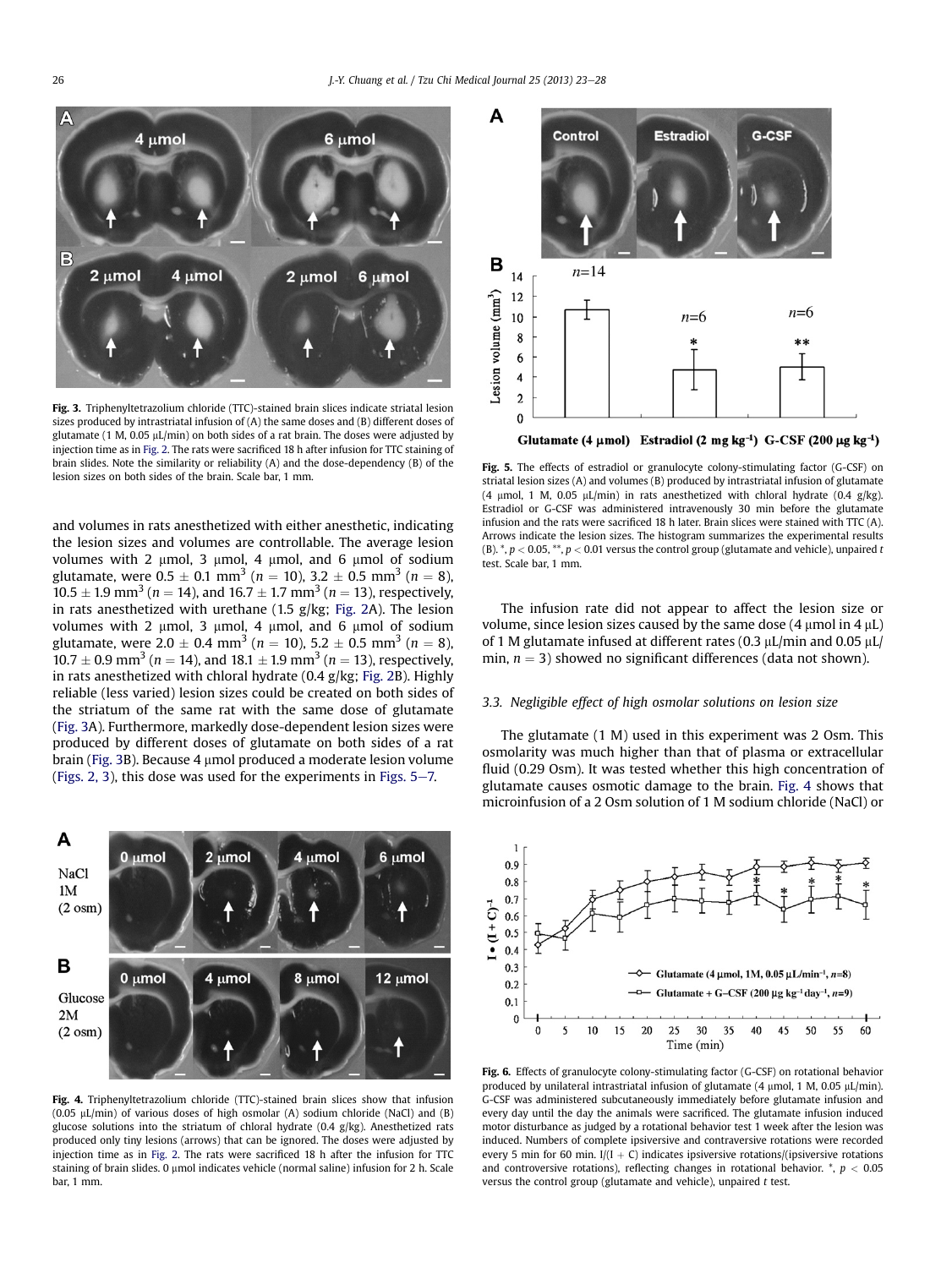Fig. 3. Triphenyltetrazolium chloride (TTC)-stained brain slices indicate striatal lesion sizes produced by intrastriatal infusion of (A) the same doses and (B) different doses of glutamate (1 M, 0.05 μL/min) on both sides of a rat brain. The doses were adjusted by injection time as in Fig. 2. The rats were sacrificed 18 h after infusion for TTC staining of brain slides. Note the similarity or reliability (A) and the dose-dependency (B) of the lesion sizes on both sides of the brain. Scale bar, 1 mm.

and volumes in rats anesthetized with either anesthetic, indicating the lesion sizes and volumes are controllable. The average lesion volumes with 2 μmol, 3 μmol, 4 μmol, and 6 μmol of sodium glutamate, were $0.5 \pm 0.1$ mm$^3$ ($n = 10$), $3.2 \pm 0.5$ mm$^3$ ($n = 8$), $10.5 \pm 1.9$ mm$^3$ ($n = 14$), and $16.7 \pm 1.7$ mm$^3$ ($n = 13$), respectively, in rats anesthetized with urethane (1.5 g/kg; Fig. 2A). The lesion volumes with 2 μmol, 3 μmol, 4 μmol, and 6 μmol of sodium glutamate, were $2.0 \pm 0.4$ mm$^3$ ($n = 10$), $5.2 \pm 0.5$ mm$^3$ ($n = 8$), $10.7 \pm 0.9$ mm$^3$ ($n = 14$), and $18.1 \pm 1.9$ mm$^3$ ($n = 13$), respectively, in rats anesthetized with chloral hydrate (0.4 g/kg; Fig. 2B). Highly reliable (less varied) lesion sizes could be created on both sides of the striatum of the same rat with the same dose of glutamate (Fig. 3A). Furthermore, markedly dose-dependent lesion sizes were produced by different doses of glutamate on both sides of a rat brain (Fig. 3B). Because 4 μmol produced a moderate lesion volume (Figs. 2, 3), this dose was used for the experiments in Figs. 5–7.

Fig. 4. Triphenyltetrazolium chloride (TTC)-stained brain slices show that infusion (0.05 μL/min) of various doses of high osmolar (A) sodium chloride (NaCl) and (B) glucose solutions into the striatum of chloral hydrate (0.4 g/kg). Anesthetized rats produced only tiny lesions (arrows) that can be ignored. The doses were adjusted by injection time as in Fig. 2. The rats were sacrificed 18 h after the infusion for TTC staining of brain slides. 0 μmol indicates vehicle (normal saline) infusion for 2 h. Scale bar, 1 mm.

Fig. 5. The effects of estradiol or granulocyte colony-stimulating factor (G-CSF) on striatal lesion sizes (A) and volumes (B) produced by intrastriatal infusion of glutamate (4 μmol, 1 M, 0.05 μL/min) in rats anesthetized with chloral hydrate (0.4 g/kg). Estradiol or G-CSF was administered intravenously 30 min before the glutamate infusion and the rats were sacrificed 18 h later. Brain slices were stained with TTC (A). Arrows indicate the lesion sizes. The histogram summarizes the experimental results (B). *, $p < 0.05$, **, $p < 0.01$ versus the control group (glutamate and vehicle), unpaired $t$ test. Scale bar, 1 mm.

The infusion rate did not appear to affect the lesion size or volume, since lesion sizes caused by the same dose (4 μmol in 4 μL) of 1 M glutamate infused at different rates (0.3 μL/min and 0.05 μL/min, $n = 3$) showed no significant differences (data not shown).

### 3.3. Negligible effect of high osmolar solutions on lesion size

The glutamate (1 M) used in this experiment was 2 Osm. This osmolarity was much higher than that of plasma or extracellular fluid (0.29 Osm). It was tested whether this high concentration of glutamate causes osmotic damage to the brain. Fig. 4 shows that microinfusion of a 2 Osm solution of 1 M sodium chloride (NaCl) or

Fig. 6. Effects of granulocyte colony-stimulating factor (G-CSF) on rotational behavior produced by unilateral intrastriatal infusion of glutamate (4 μmol, 1 M, 0.05 μL/min). G-CSF was administered subcutaneously immediately before glutamate infusion and every day until the day the animals were sacrificed. The glutamate infusion induced motor disturbance as judged by a rotational behavior test 1 week after the lesion was induced. Numbers of complete ipsiversive and contraversive rotations were recorded every 5 min for 60 min. I/(I + C) indicates ipsiversive rotations/(ipsiversive rotations and controversive rotations), reflecting changes in rotational behavior. *, $p < 0.05$ versus the control group (glutamate and vehicle), unpaired $t$ test.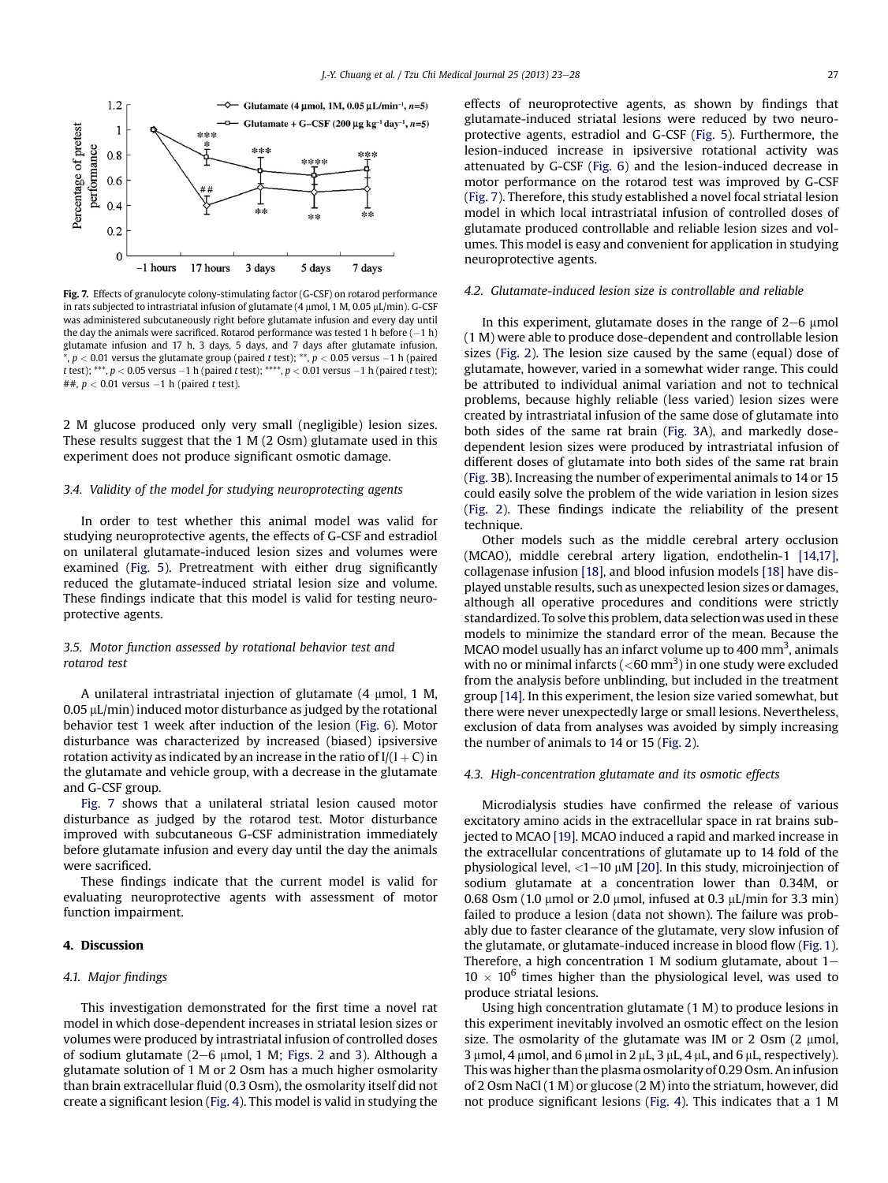Fig. 7. Effects of granulocyte colony-stimulating factor (G-CSF) on rotarod performance in rats subjected to intrastriatal infusion of glutamate (4 μmol, 1 M, 0.05 μL/min). G-CSF was administered subcutaneously right before glutamate infusion and every day until the day the animals were sacrificed. Rotarod performance was tested 1 h before (−1 h) glutamate infusion and 17 h, 3 days, 5 days, and 7 days after glutamate infusion. *, $p < 0.01$ versus the glutamate group (paired t test); **, $p < 0.05$ versus −1 h (paired t test); ***, $p < 0.05$ versus −1 h (paired t test); ****, $p < 0.01$ versus −1 h (paired t test); ##, $p < 0.01$ versus −1 h (paired t test).

2 M glucose produced only very small (negligible) lesion sizes. These results suggest that the 1 M (2 Osm) glutamate used in this experiment does not produce significant osmotic damage.

### 3.4. Validity of the model for studying neuroprotecting agents

In order to test whether this animal model was valid for studying neuroprotective agents, the effects of G-CSF and estradiol on unilateral glutamate-induced lesion sizes and volumes were examined (Fig. 5). Pretreatment with either drug significantly reduced the glutamate-induced striatal lesion size and volume. These findings indicate that this model is valid for testing neuroprotective agents.

### 3.5. Motor function assessed by rotational behavior test and rotarod test

A unilateral intrastriatal injection of glutamate (4 μmol, 1 M, 0.05 μL/min) induced motor disturbance as judged by the rotational behavior test 1 week after induction of the lesion (Fig. 6). Motor disturbance was characterized by increased (biased) ipsiversive rotation activity as indicated by an increase in the ratio of $I/(I+C)$ in the glutamate and vehicle group, with a decrease in the glutamate and G-CSF group.

Fig. 7 shows that a unilateral striatal lesion caused motor disturbance as judged by the rotarod test. Motor disturbance improved with subcutaneous G-CSF administration immediately before glutamate infusion and every day until the day the animals were sacrificed.

These findings indicate that the current model is valid for evaluating neuroprotective agents with assessment of motor function impairment.

## 4. Discussion

### 4.1. Major findings

This investigation demonstrated for the first time a novel rat model in which dose-dependent increases in striatal lesion sizes or volumes were produced by intrastriatal infusion of controlled doses of sodium glutamate (2−6 μmol, 1 M; Figs. 2 and 3). Although a glutamate solution of 1 M or 2 Osm has a much higher osmolarity than brain extracellular fluid (0.3 Osm), the osmolarity itself did not create a significant lesion (Fig. 4). This model is valid in studying the effects of neuroprotective agents, as shown by findings that glutamate-induced striatal lesions were reduced by two neuroprotective agents, estradiol and G-CSF (Fig. 5). Furthermore, the lesion-induced increase in ipsiversive rotational activity was attenuated by G-CSF (Fig. 6) and the lesion-induced decrease in motor performance on the rotarod test was improved by G-CSF (Fig. 7). Therefore, this study established a novel focal striatal lesion model in which local intrastriatal infusion of controlled doses of glutamate produced controllable and reliable lesion sizes and volumes. This model is easy and convenient for application in studying neuroprotective agents.

### 4.2. Glutamate-induced lesion size is controllable and reliable

In this experiment, glutamate doses in the range of 2−6 μmol (1 M) were able to produce dose-dependent and controllable lesion sizes (Fig. 2). The lesion size caused by the same (equal) dose of glutamate, however, varied in a somewhat wider range. This could be attributed to individual animal variation and not to technical problems, because highly reliable (less varied) lesion sizes were created by intrastriatal infusion of the same dose of glutamate into both sides of the same rat brain (Fig. 3A), and markedly dose-dependent lesion sizes were produced by intrastriatal infusion of different doses of glutamate into both sides of the same rat brain (Fig. 3B). Increasing the number of experimental animals to 14 or 15 could easily solve the problem of the wide variation in lesion sizes (Fig. 2). These findings indicate the reliability of the present technique.

Other models such as the middle cerebral artery occlusion (MCAO), middle cerebral artery ligation, endothelin-1 [14,17], collagenase infusion [18], and blood infusion models [18] have displayed unstable results, such as unexpected lesion sizes or damages, although all operative procedures and conditions were strictly standardized. To solve this problem, data selection was used in these models to minimize the standard error of the mean. Because the MCAO model usually has an infarct volume up to 400 $mm^3$, animals with no or minimal infarcts (<60 $mm^3$) in one study were excluded from the analysis before unblinding, but included in the treatment group [14]. In this experiment, the lesion size varied somewhat, but there were never unexpectedly large or small lesions. Nevertheless, exclusion of data from analyses was avoided by simply increasing the number of animals to 14 or 15 (Fig. 2).

### 4.3. High-concentration glutamate and its osmotic effects

Microdialysis studies have confirmed the release of various excitatory amino acids in the extracellular space in rat brains subjected to MCAO [19]. MCAO induced a rapid and marked increase in the extracellular concentrations of glutamate up to 14 fold of the physiological level, <1−10 μM [20]. In this study, microinjection of sodium glutamate at a concentration lower than 0.34M, or 0.68 Osm (1.0 μmol or 2.0 μmol, infused at 0.3 μL/min for 3.3 min) failed to produce a lesion (data not shown). The failure was probably due to faster clearance of the glutamate, very slow infusion of the glutamate, or glutamate-induced increase in blood flow (Fig. 1). Therefore, a high concentration 1 M sodium glutamate, about $1-10\times10^6$ times higher than the physiological level, was used to produce striatal lesions.

Using high concentration glutamate (1 M) to produce lesions in this experiment inevitably involved an osmotic effect on the lesion size. The osmolarity of the glutamate was IM or 2 Osm (2 μmol, 3 μmol, 4 μmol, and 6 μmol in 2 μL, 3 μL, 4 μL, and 6 μL, respectively). This was higher than the plasma osmolarity of 0.29 Osm. An infusion of 2 Osm NaCl (1 M) or glucose (2 M) into the striatum, however, did not produce significant lesions (Fig. 4). This indicates that a 1 M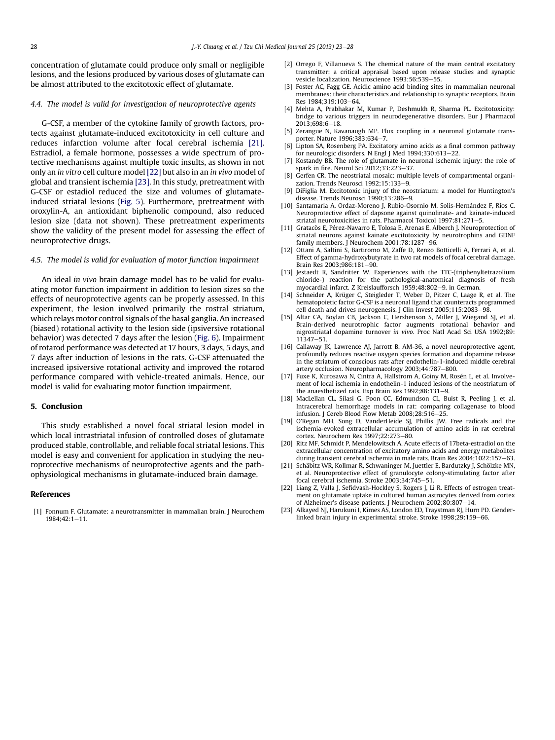concentration of glutamate could produce only small or negligible lesions, and the lesions produced by various doses of glutamate can be almost attributed to the excitotoxic effect of glutamate.

### *4.4. The model is valid for investigation of neuroprotective agents*

G-CSF, a member of the cytokine family of growth factors, protects against glutamate-induced excitotoxicity in cell culture and reduces infarction volume after focal cerebral ischemia [21]. Estradiol, a female hormone, possesses a wide spectrum of protective mechanisms against multiple toxic insults, as shown in not only an *in vitro* cell culture model [22] but also in an *in vivo* model of global and transient ischemia [23]. In this study, pretreatment with G-CSF or estadiol reduced the size and volumes of glutamate-induced striatal lesions (Fig. 5). Furthermore, pretreatment with oroxylin-A, an antioxidant biphenolic compound, also reduced lesion size (data not shown). These pretreatment experiments show the validity of the present model for assessing the effect of neuroprotective drugs.

### *4.5. The model is valid for evaluation of motor function impairment*

An ideal *in vivo* brain damage model has to be valid for evaluating motor function impairment in addition to lesion sizes so the effects of neuroprotective agents can be properly assessed. In this experiment, the lesion involved primarily the rostral striatum, which relays motor control signals of the basal ganglia. An increased (biased) rotational activity to the lesion side (ipsiversive rotational behavior) was detected 7 days after the lesion (Fig. 6). Impairment of rotarod performance was detected at 17 hours, 3 days, 5 days, and 7 days after induction of lesions in the rats. G-CSF attenuated the increased ipsiversive rotational activity and improved the rotarod performance compared with vehicle-treated animals. Hence, our model is valid for evaluating motor function impairment.

## 5. Conclusion

This study established a novel focal striatal lesion model in which local intrastriatal infusion of controlled doses of glutamate produced stable, controllable, and reliable focal striatal lesions. This model is easy and convenient for application in studying the neuroprotective mechanisms of neuroprotective agents and the pathophysiological mechanisms in glutamate-induced brain damage.

## References

[1] Fonnum F. Glutamate: a neurotransmitter in mammalian brain. J Neurochem 1984;42:1–11.

[2] Orrego F, Villanueva S. The chemical nature of the main central excitatory transmitter: a critical appraisal based upon release studies and synaptic vesicle localization. Neuroscience 1993;56:539–55.

[3] Foster AC, Fagg GE. Acidic amino acid binding sites in mammalian neuronal membranes: their characteristics and relationship to synaptic receptors. Brain Res 1984;319:103–64.

[4] Mehta A, Prabhakar M, Kumar P, Deshmukh R, Sharma PL. Excitotoxicity: bridge to various triggers in neurodegenerative disorders. Eur J Pharmacol 2013;698:6–18.

[5] Zerangue N, Kavanaugh MP. Flux coupling in a neuronal glutamate transporter. Nature 1996;383:634–7.

[6] Lipton SA, Rosenberg PA. Excitatory amino acids as a final common pathway for neurologic disorders. N Engl J Med 1994;330:613–22.

[7] Kostandy BB. The role of glutamate in neuronal ischemic injury: the role of spark in fire. Neurol Sci 2012;33:223–37.

[8] Gerfen CR. The neostriatal mosaic: multiple levels of compartmental organization. Trends Neurosci 1992;15:133–9.

[9] DiFiglia M. Excitotoxic injury of the neostriatum: a model for Huntington's disease. Trends Neurosci 1990;13:286–9.

[10] Santamaria A, Ordaz-Moreno J, Rubio-Osornio M, Solis-Hernández F, Ríos C. Neuroprotective effect of dapsone against quinolinate- and kainate-induced striatal neurotoxicities in rats. Pharmacol Toxicol 1997;81:271–5.

[11] Gratacòs E, Pérez-Navarro E, Tolosa E, Arenas E, Alberch J. Neuroprotection of striatal neurons against kainate excitotoxicity by neurotrophins and GDNF family members. J Neurochem 2001;78:1287–96.

[12] Ottani A, Saltini S, Bartiromo M, Zaffe D, Renzo Botticelli A, Ferrari A, et al. Effect of gamma-hydroxybutyrate in two rat models of focal cerebral damage. Brain Res 2003;986:181–90.

[13] Jestaedt R, Sandritter W. Experiences with the TTC-(triphenyltetrazolium chloride-) reaction for the pathological-anatomical diagnosis of fresh myocardial infarct. Z Kreislaufforsch 1959;48:802–9. in German.

[14] Schneider A, Krüger C, Steigleder T, Weber D, Pitzer C, Laage R, et al. The hematopoietic factor G-CSF is a neuronal ligand that counteracts programmed cell death and drives neurogenesis. J Clin Invest 2005;115:2083–98.

[15] Altar CA, Boylan CB, Jackson C, Hershenson S, Miller J, Wiegand SJ, et al. Brain-derived neurotrophic factor augments rotational behavior and nigrostriatal dopamine turnover *in vivo*. Proc Natl Acad Sci USA 1992;89:11347–51.

[16] Callaway JK, Lawrence AJ, Jarrott B. AM-36, a novel neuroprotective agent, profoundly reduces reactive oxygen species formation and dopamine release in the striatum of conscious rats after endothelin-1-induced middle cerebral artery occlusion. Neuropharmacology 2003;44:787–800.

[17] Fuxe K, Kurosawa N, Cintra A, Hallstrom A, Goiny M, Rosén L, et al. Involvement of local ischemia in endothelin-1 induced lesions of the neostriatum of the anaesthetized rats. Exp Brain Res 1992;88:131–9.

[18] MacLellan CL, Silasi G, Poon CC, Edmundson CL, Buist R, Peeling J, et al. Intracerebral hemorrhage models in rat: comparing collagenase to blood infusion. J Cereb Blood Flow Metab 2008;28:516–25.

[19] O'Regan MH, Song D, VanderHeide SJ, Phillis JW. Free radicals and the ischemia-evoked extracellular accumulation of amino acids in rat cerebral cortex. Neurochem Res 1997;22:273–80.

[20] Ritz MF, Schmidt P, Mendelowitsch A. Acute effects of 17beta-estradiol on the extracellular concentration of excitatory amino acids and energy metabolites during transient cerebral ischemia in male rats. Brain Res 2004;1022:157–63.

[21] Schäbitz WR, Kollmar R, Schwaninger M, Juettler E, Bardutzky J, Schölzke MN, et al. Neuroprotective effect of granulocyte colony-stimulating factor after focal cerebral ischemia. Stroke 2003;34:745–51.

[22] Liang Z, Valla J, Sefidvash-Hockley S, Rogers J, Li R. Effects of estrogen treatment on glutamate uptake in cultured human astrocytes derived from cortex of Alzheimer's disease patients. J Neurochem 2002;80:807–14.

[23] Alkayed NJ, Harukuni I, Kimes AS, London ED, Traystman RJ, Hurn PD. Gender-linked brain injury in experimental stroke. Stroke 1998;29:159–66.